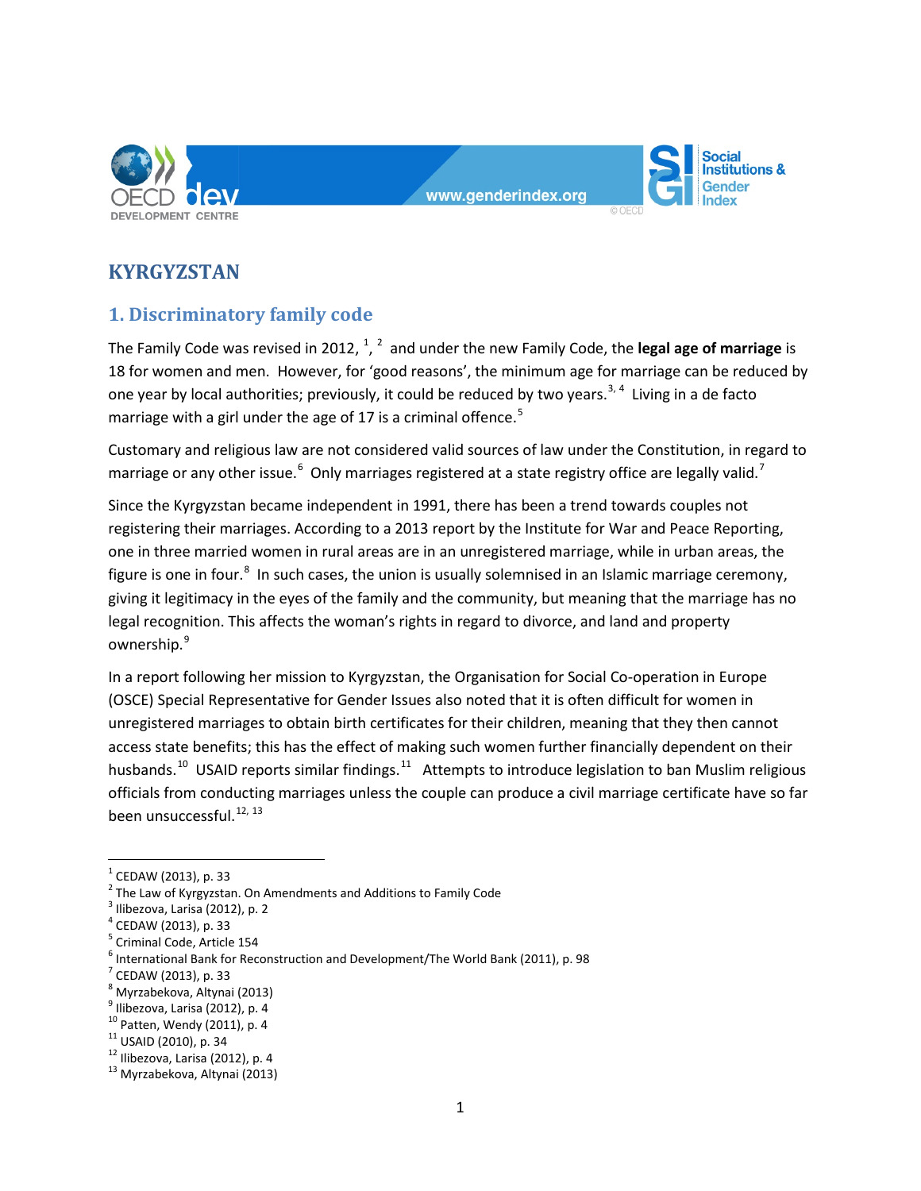# KYRGYZSTAN

## 1. Discriminatory family code

The Family Code was revised in 2012, [1], [2] and under the new Family Code, the **legal age of marriage** is 18 for women and men. However, for 'good reasons', the minimum age for marriage can be reduced by one year by local authorities; previously, it could be reduced by two years.[3, 4] Living in a de facto marriage with a girl under the age of 17 is a criminal offence.[5]

Customary and religious law are not considered valid sources of law under the Constitution, in regard to marriage or any other issue.[6] Only marriages registered at a state registry office are legally valid.[7]

Since the Kyrgyzstan became independent in 1991, there has been a trend towards couples not registering their marriages. According to a 2013 report by the Institute for War and Peace Reporting, one in three married women in rural areas are in an unregistered marriage, while in urban areas, the figure is one in four.[8] In such cases, the union is usually solemnised in an Islamic marriage ceremony, giving it legitimacy in the eyes of the family and the community, but meaning that the marriage has no legal recognition. This affects the woman's rights in regard to divorce, and land and property ownership.[9]

In a report following her mission to Kyrgyzstan, the Organisation for Social Co-operation in Europe (OSCE) Special Representative for Gender Issues also noted that it is often difficult for women in unregistered marriages to obtain birth certificates for their children, meaning that they then cannot access state benefits; this has the effect of making such women further financially dependent on their husbands.[10] USAID reports similar findings.[11] Attempts to introduce legislation to ban Muslim religious officials from conducting marriages unless the couple can produce a civil marriage certificate have so far been unsuccessful.[12, 13]

---

[1] CEDAW (2013), p. 33
[2] The Law of Kyrgyzstan. On Amendments and Additions to Family Code
[3] Ilibezova, Larisa (2012), p. 2
[4] CEDAW (2013), p. 33
[5] Criminal Code, Article 154
[6] International Bank for Reconstruction and Development/The World Bank (2011), p. 98
[7] CEDAW (2013), p. 33
[8] Myrzabekova, Altynai (2013)
[9] Ilibezova, Larisa (2012), p. 4
[10] Patten, Wendy (2011), p. 4
[11] USAID (2010), p. 34
[12] Ilibezova, Larisa (2012), p. 4
[13] Myrzabekova, Altynai (2013)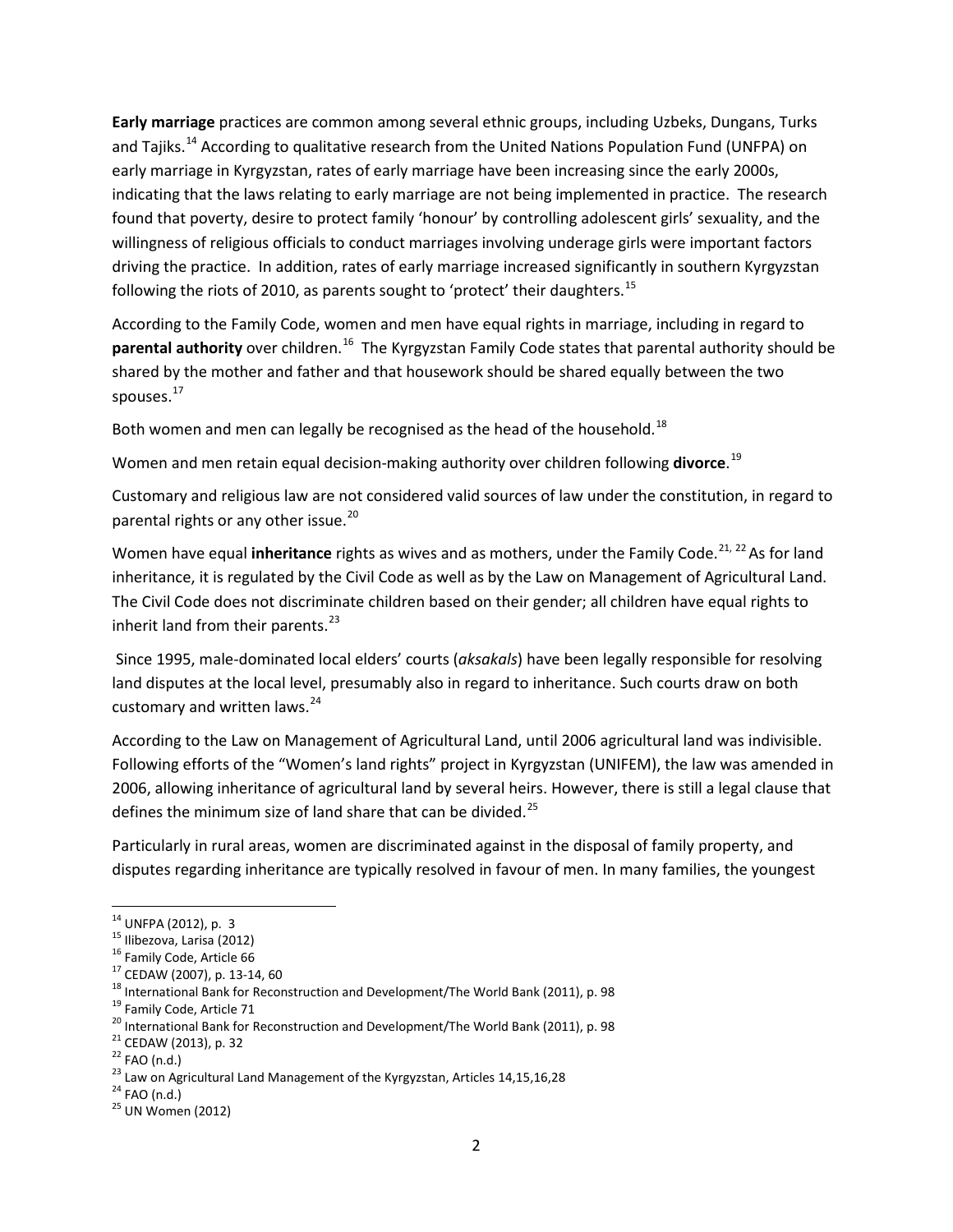**Early marriage** practices are common among several ethnic groups, including Uzbeks, Dungans, Turks and Tajiks.[14] According to qualitative research from the United Nations Population Fund (UNFPA) on early marriage in Kyrgyzstan, rates of early marriage have been increasing since the early 2000s, indicating that the laws relating to early marriage are not being implemented in practice. The research found that poverty, desire to protect family 'honour' by controlling adolescent girls' sexuality, and the willingness of religious officials to conduct marriages involving underage girls were important factors driving the practice. In addition, rates of early marriage increased significantly in southern Kyrgyzstan following the riots of 2010, as parents sought to 'protect' their daughters.[15]

According to the Family Code, women and men have equal rights in marriage, including in regard to **parental authority** over children.[16] The Kyrgyzstan Family Code states that parental authority should be shared by the mother and father and that housework should be shared equally between the two spouses.[17]

Both women and men can legally be recognised as the head of the household.[18]

Women and men retain equal decision-making authority over children following **divorce**.[19]

Customary and religious law are not considered valid sources of law under the constitution, in regard to parental rights or any other issue.[20]

Women have equal **inheritance** rights as wives and as mothers, under the Family Code.[21, 22] As for land inheritance, it is regulated by the Civil Code as well as by the Law on Management of Agricultural Land. The Civil Code does not discriminate children based on their gender; all children have equal rights to inherit land from their parents.[23]

Since 1995, male-dominated local elders' courts (*aksakals*) have been legally responsible for resolving land disputes at the local level, presumably also in regard to inheritance. Such courts draw on both customary and written laws.[24]

According to the Law on Management of Agricultural Land, until 2006 agricultural land was indivisible. Following efforts of the "Women's land rights" project in Kyrgyzstan (UNIFEM), the law was amended in 2006, allowing inheritance of agricultural land by several heirs. However, there is still a legal clause that defines the minimum size of land share that can be divided.[25]

Particularly in rural areas, women are discriminated against in the disposal of family property, and disputes regarding inheritance are typically resolved in favour of men. In many families, the youngest

---

[14] UNFPA (2012), p. 3

[15] Ilibezova, Larisa (2012)

[16] Family Code, Article 66

[17] CEDAW (2007), p. 13-14, 60

[18] International Bank for Reconstruction and Development/The World Bank (2011), p. 98

[19] Family Code, Article 71

[20] International Bank for Reconstruction and Development/The World Bank (2011), p. 98

[21] CEDAW (2013), p. 32

[22] FAO (n.d.)

[23] Law on Agricultural Land Management of the Kyrgyzstan, Articles 14,15,16,28

[24] FAO (n.d.)

[25] UN Women (2012)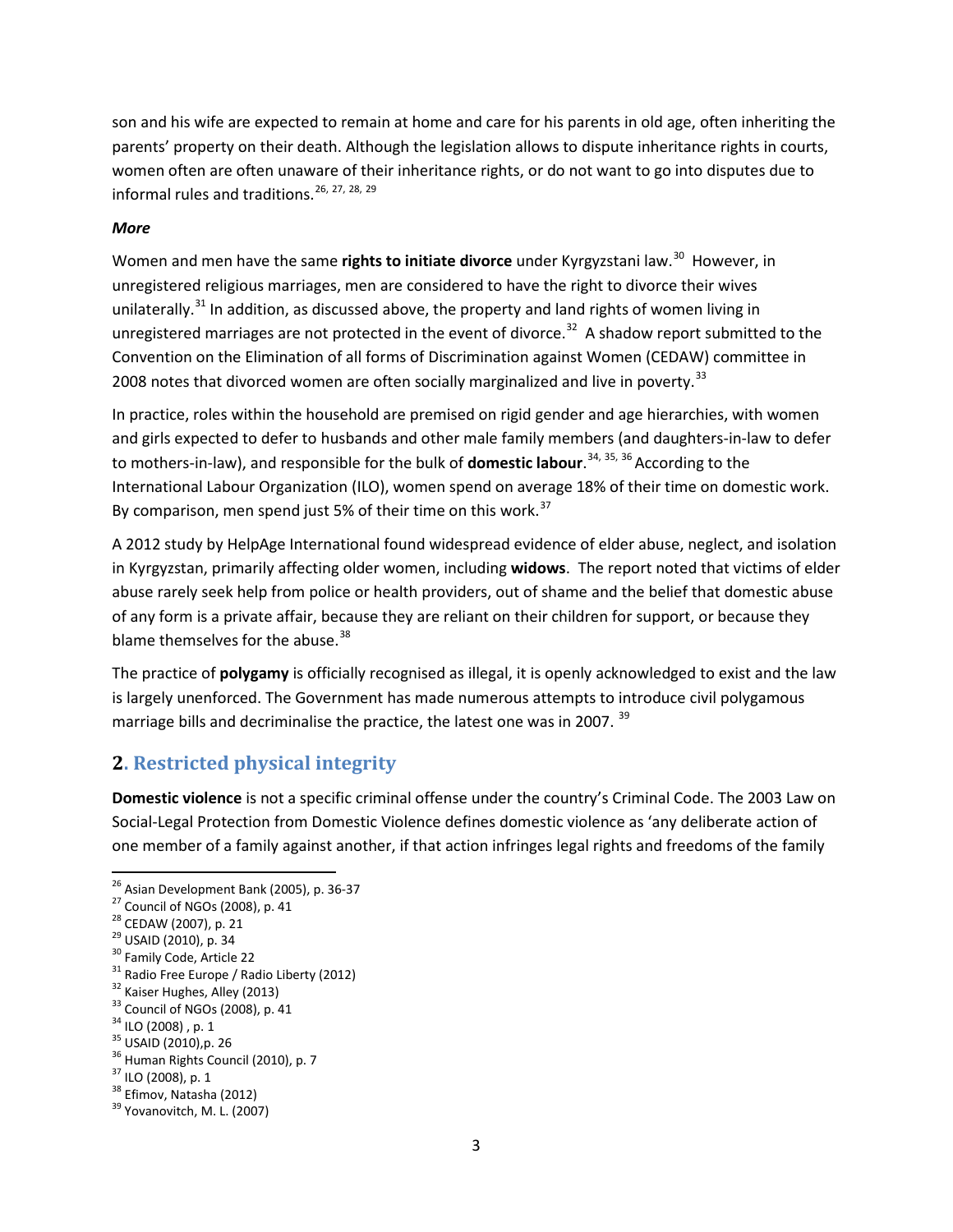son and his wife are expected to remain at home and care for his parents in old age, often inheriting the parents' property on their death. Although the legislation allows to dispute inheritance rights in courts, women often are often unaware of their inheritance rights, or do not want to go into disputes due to informal rules and traditions.[26, 27, 28, 29]

***More***

Women and men have the same **rights to initiate divorce** under Kyrgyzstani law.[30] However, in unregistered religious marriages, men are considered to have the right to divorce their wives unilaterally.[31] In addition, as discussed above, the property and land rights of women living in unregistered marriages are not protected in the event of divorce.[32] A shadow report submitted to the Convention on the Elimination of all forms of Discrimination against Women (CEDAW) committee in 2008 notes that divorced women are often socially marginalized and live in poverty.[33]

In practice, roles within the household are premised on rigid gender and age hierarchies, with women and girls expected to defer to husbands and other male family members (and daughters-in-law to defer to mothers-in-law), and responsible for the bulk of **domestic labour**.[34, 35, 36] According to the International Labour Organization (ILO), women spend on average 18% of their time on domestic work. By comparison, men spend just 5% of their time on this work.[37]

A 2012 study by HelpAge International found widespread evidence of elder abuse, neglect, and isolation in Kyrgyzstan, primarily affecting older women, including **widows**. The report noted that victims of elder abuse rarely seek help from police or health providers, out of shame and the belief that domestic abuse of any form is a private affair, because they are reliant on their children for support, or because they blame themselves for the abuse.[38]

The practice of **polygamy** is officially recognised as illegal, it is openly acknowledged to exist and the law is largely unenforced. The Government has made numerous attempts to introduce civil polygamous marriage bills and decriminalise the practice, the latest one was in 2007.[39]

## 2. Restricted physical integrity

**Domestic violence** is not a specific criminal offense under the country's Criminal Code. The 2003 Law on Social-Legal Protection from Domestic Violence defines domestic violence as 'any deliberate action of one member of a family against another, if that action infringes legal rights and freedoms of the family

---

[26] Asian Development Bank (2005), p. 36-37
[27] Council of NGOs (2008), p. 41
[28] CEDAW (2007), p. 21
[29] USAID (2010), p. 34
[30] Family Code, Article 22
[31] Radio Free Europe / Radio Liberty (2012)
[32] Kaiser Hughes, Alley (2013)
[33] Council of NGOs (2008), p. 41
[34] ILO (2008) , p. 1
[35] USAID (2010),p. 26
[36] Human Rights Council (2010), p. 7
[37] ILO (2008), p. 1
[38] Efimov, Natasha (2012)
[39] Yovanovitch, M. L. (2007)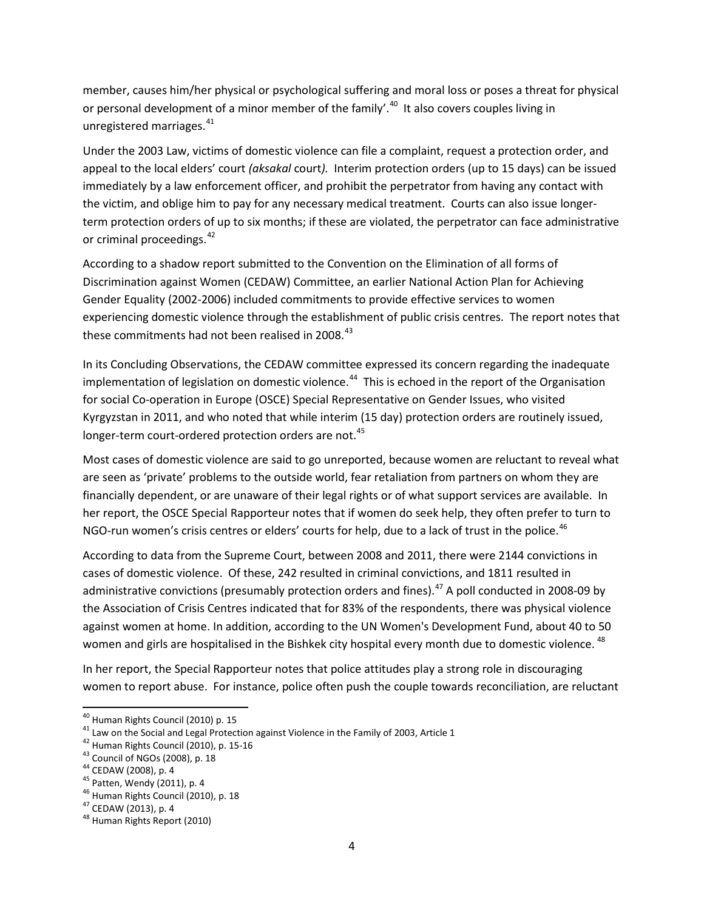member, causes him/her physical or psychological suffering and moral loss or poses a threat for physical or personal development of a minor member of the family'.[40] It also covers couples living in unregistered marriages.[41]

Under the 2003 Law, victims of domestic violence can file a complaint, request a protection order, and appeal to the local elders' court *(aksakal* court*).* Interim protection orders (up to 15 days) can be issued immediately by a law enforcement officer, and prohibit the perpetrator from having any contact with the victim, and oblige him to pay for any necessary medical treatment. Courts can also issue longer-term protection orders of up to six months; if these are violated, the perpetrator can face administrative or criminal proceedings.[42]

According to a shadow report submitted to the Convention on the Elimination of all forms of Discrimination against Women (CEDAW) Committee, an earlier National Action Plan for Achieving Gender Equality (2002-2006) included commitments to provide effective services to women experiencing domestic violence through the establishment of public crisis centres. The report notes that these commitments had not been realised in 2008.[43]

In its Concluding Observations, the CEDAW committee expressed its concern regarding the inadequate implementation of legislation on domestic violence.[44] This is echoed in the report of the Organisation for social Co-operation in Europe (OSCE) Special Representative on Gender Issues, who visited Kyrgyzstan in 2011, and who noted that while interim (15 day) protection orders are routinely issued, longer-term court-ordered protection orders are not.[45]

Most cases of domestic violence are said to go unreported, because women are reluctant to reveal what are seen as 'private' problems to the outside world, fear retaliation from partners on whom they are financially dependent, or are unaware of their legal rights or of what support services are available. In her report, the OSCE Special Rapporteur notes that if women do seek help, they often prefer to turn to NGO-run women's crisis centres or elders' courts for help, due to a lack of trust in the police.[46]

According to data from the Supreme Court, between 2008 and 2011, there were 2144 convictions in cases of domestic violence. Of these, 242 resulted in criminal convictions, and 1811 resulted in administrative convictions (presumably protection orders and fines).[47] A poll conducted in 2008-09 by the Association of Crisis Centres indicated that for 83% of the respondents, there was physical violence against women at home. In addition, according to the UN Women's Development Fund, about 40 to 50 women and girls are hospitalised in the Bishkek city hospital every month due to domestic violence.[48]

In her report, the Special Rapporteur notes that police attitudes play a strong role in discouraging women to report abuse. For instance, police often push the couple towards reconciliation, are reluctant

---

[40] Human Rights Council (2010) p. 15
[41] Law on the Social and Legal Protection against Violence in the Family of 2003, Article 1
[42] Human Rights Council (2010), p. 15-16
[43] Council of NGOs (2008), p. 18
[44] CEDAW (2008), p. 4
[45] Patten, Wendy (2011), p. 4
[46] Human Rights Council (2010), p. 18
[47] CEDAW (2013), p. 4
[48] Human Rights Report (2010)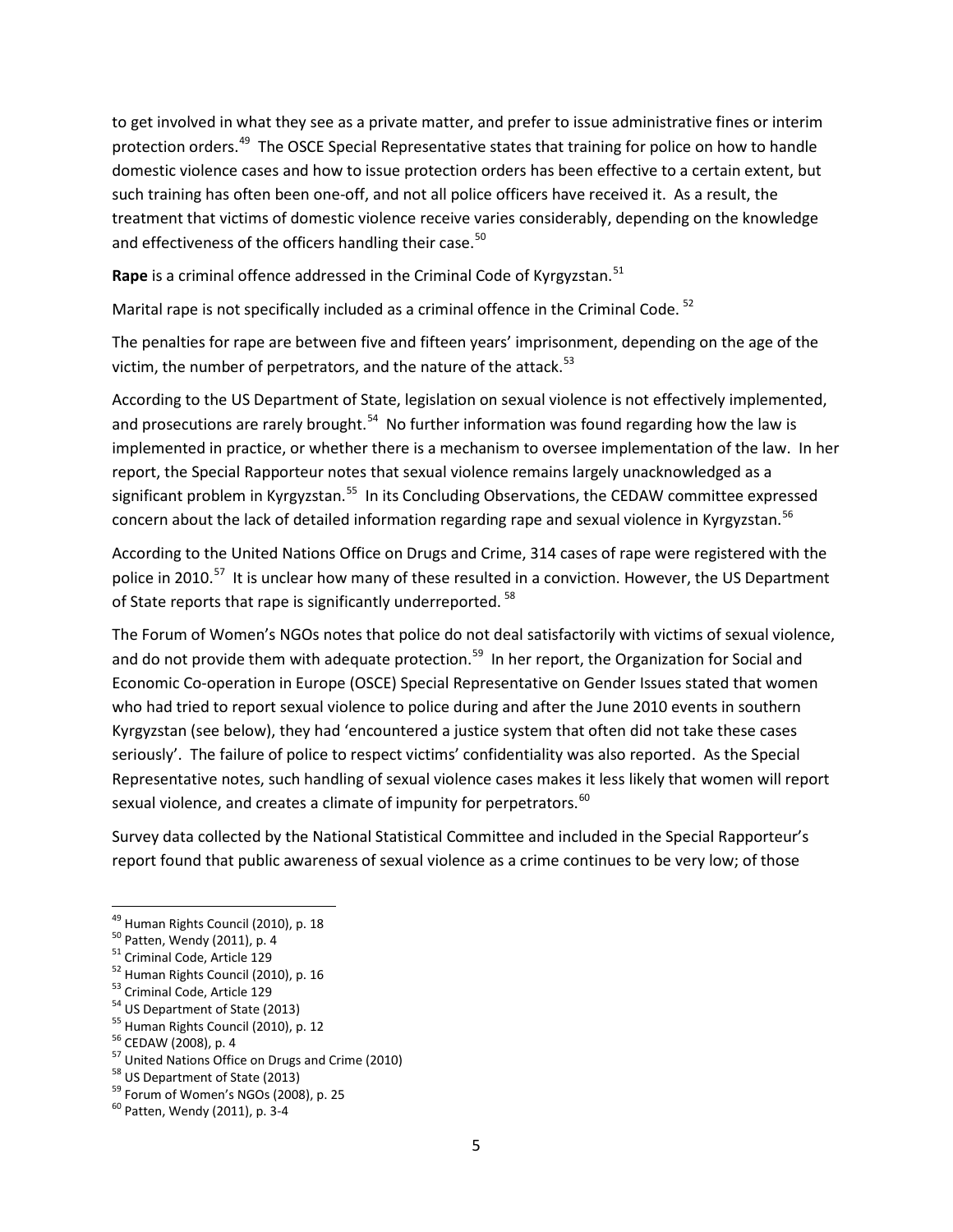to get involved in what they see as a private matter, and prefer to issue administrative fines or interim protection orders.[49] The OSCE Special Representative states that training for police on how to handle domestic violence cases and how to issue protection orders has been effective to a certain extent, but such training has often been one-off, and not all police officers have received it. As a result, the treatment that victims of domestic violence receive varies considerably, depending on the knowledge and effectiveness of the officers handling their case.[50]

**Rape** is a criminal offence addressed in the Criminal Code of Kyrgyzstan.[51]

Marital rape is not specifically included as a criminal offence in the Criminal Code.[52]

The penalties for rape are between five and fifteen years' imprisonment, depending on the age of the victim, the number of perpetrators, and the nature of the attack.[53]

According to the US Department of State, legislation on sexual violence is not effectively implemented, and prosecutions are rarely brought.[54] No further information was found regarding how the law is implemented in practice, or whether there is a mechanism to oversee implementation of the law. In her report, the Special Rapporteur notes that sexual violence remains largely unacknowledged as a significant problem in Kyrgyzstan.[55] In its Concluding Observations, the CEDAW committee expressed concern about the lack of detailed information regarding rape and sexual violence in Kyrgyzstan.[56]

According to the United Nations Office on Drugs and Crime, 314 cases of rape were registered with the police in 2010.[57] It is unclear how many of these resulted in a conviction. However, the US Department of State reports that rape is significantly underreported.[58]

The Forum of Women's NGOs notes that police do not deal satisfactorily with victims of sexual violence, and do not provide them with adequate protection.[59] In her report, the Organization for Social and Economic Co-operation in Europe (OSCE) Special Representative on Gender Issues stated that women who had tried to report sexual violence to police during and after the June 2010 events in southern Kyrgyzstan (see below), they had 'encountered a justice system that often did not take these cases seriously'. The failure of police to respect victims' confidentiality was also reported. As the Special Representative notes, such handling of sexual violence cases makes it less likely that women will report sexual violence, and creates a climate of impunity for perpetrators.[60]

Survey data collected by the National Statistical Committee and included in the Special Rapporteur's report found that public awareness of sexual violence as a crime continues to be very low; of those

---

[49] Human Rights Council (2010), p. 18
[50] Patten, Wendy (2011), p. 4
[51] Criminal Code, Article 129
[52] Human Rights Council (2010), p. 16
[53] Criminal Code, Article 129
[54] US Department of State (2013)
[55] Human Rights Council (2010), p. 12
[56] CEDAW (2008), p. 4
[57] United Nations Office on Drugs and Crime (2010)
[58] US Department of State (2013)
[59] Forum of Women's NGOs (2008), p. 25
[60] Patten, Wendy (2011), p. 3-4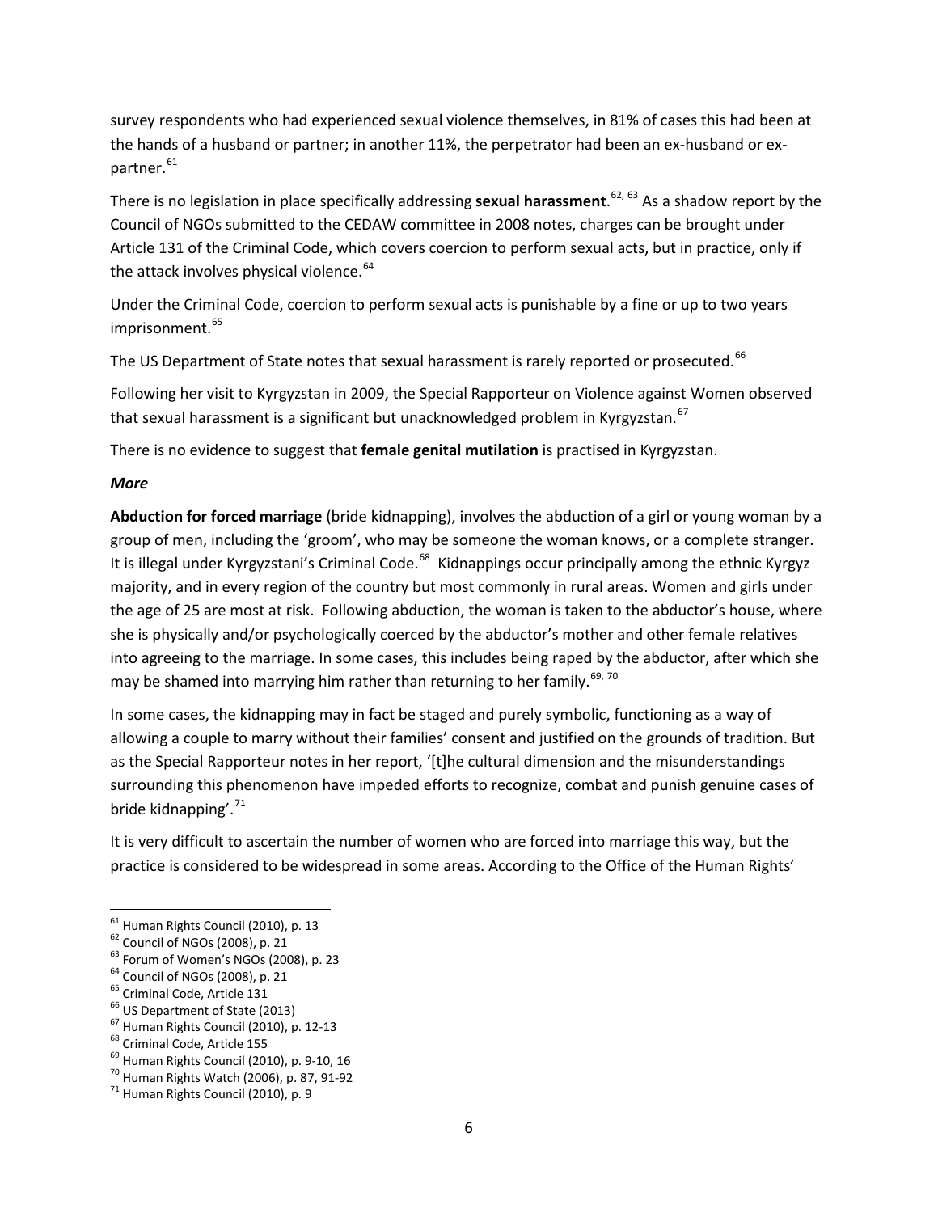survey respondents who had experienced sexual violence themselves, in 81% of cases this had been at the hands of a husband or partner; in another 11%, the perpetrator had been an ex-husband or ex-partner.[61]

There is no legislation in place specifically addressing **sexual harassment**.[62, 63] As a shadow report by the Council of NGOs submitted to the CEDAW committee in 2008 notes, charges can be brought under Article 131 of the Criminal Code, which covers coercion to perform sexual acts, but in practice, only if the attack involves physical violence.[64]

Under the Criminal Code, coercion to perform sexual acts is punishable by a fine or up to two years imprisonment.[65]

The US Department of State notes that sexual harassment is rarely reported or prosecuted.[66]

Following her visit to Kyrgyzstan in 2009, the Special Rapporteur on Violence against Women observed that sexual harassment is a significant but unacknowledged problem in Kyrgyzstan.[67]

There is no evidence to suggest that **female genital mutilation** is practised in Kyrgyzstan.

***More***

**Abduction for forced marriage** (bride kidnapping), involves the abduction of a girl or young woman by a group of men, including the 'groom', who may be someone the woman knows, or a complete stranger. It is illegal under Kyrgyzstani's Criminal Code.[68] Kidnappings occur principally among the ethnic Kyrgyz majority, and in every region of the country but most commonly in rural areas. Women and girls under the age of 25 are most at risk. Following abduction, the woman is taken to the abductor's house, where she is physically and/or psychologically coerced by the abductor's mother and other female relatives into agreeing to the marriage. In some cases, this includes being raped by the abductor, after which she may be shamed into marrying him rather than returning to her family.[69, 70]

In some cases, the kidnapping may in fact be staged and purely symbolic, functioning as a way of allowing a couple to marry without their families' consent and justified on the grounds of tradition. But as the Special Rapporteur notes in her report, '[t]he cultural dimension and the misunderstandings surrounding this phenomenon have impeded efforts to recognize, combat and punish genuine cases of bride kidnapping'.[71]

It is very difficult to ascertain the number of women who are forced into marriage this way, but the practice is considered to be widespread in some areas. According to the Office of the Human Rights'

---

[61] Human Rights Council (2010), p. 13
[62] Council of NGOs (2008), p. 21
[63] Forum of Women's NGOs (2008), p. 23
[64] Council of NGOs (2008), p. 21
[65] Criminal Code, Article 131
[66] US Department of State (2013)
[67] Human Rights Council (2010), p. 12-13
[68] Criminal Code, Article 155
[69] Human Rights Council (2010), p. 9-10, 16
[70] Human Rights Watch (2006), p. 87, 91-92
[71] Human Rights Council (2010), p. 9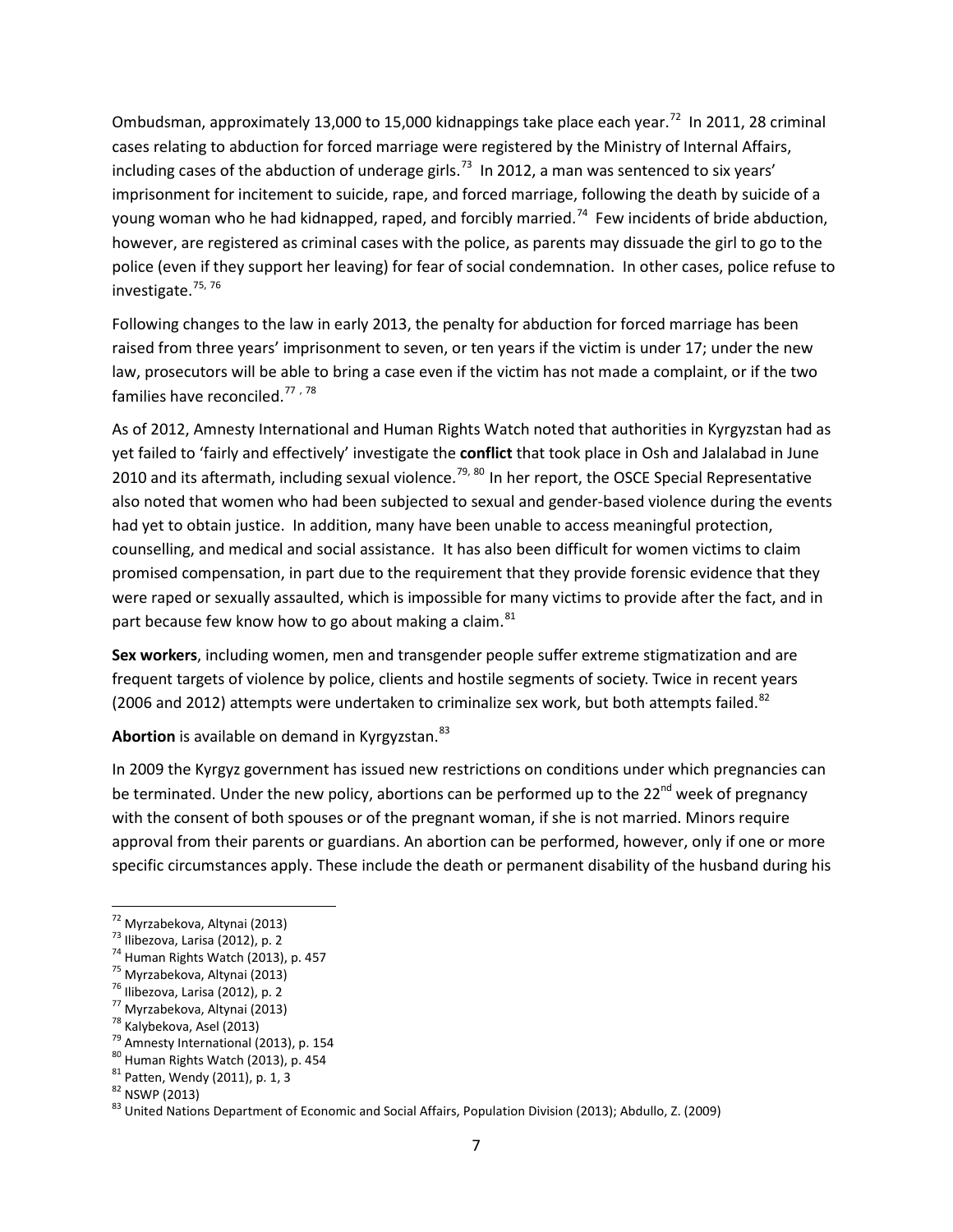Ombudsman, approximately 13,000 to 15,000 kidnappings take place each year.[72] In 2011, 28 criminal cases relating to abduction for forced marriage were registered by the Ministry of Internal Affairs, including cases of the abduction of underage girls.[73] In 2012, a man was sentenced to six years' imprisonment for incitement to suicide, rape, and forced marriage, following the death by suicide of a young woman who he had kidnapped, raped, and forcibly married.[74] Few incidents of bride abduction, however, are registered as criminal cases with the police, as parents may dissuade the girl to go to the police (even if they support her leaving) for fear of social condemnation. In other cases, police refuse to investigate.[75, 76]

Following changes to the law in early 2013, the penalty for abduction for forced marriage has been raised from three years' imprisonment to seven, or ten years if the victim is under 17; under the new law, prosecutors will be able to bring a case even if the victim has not made a complaint, or if the two families have reconciled.[77, 78]

As of 2012, Amnesty International and Human Rights Watch noted that authorities in Kyrgyzstan had as yet failed to 'fairly and effectively' investigate the **conflict** that took place in Osh and Jalalabad in June 2010 and its aftermath, including sexual violence.[79, 80] In her report, the OSCE Special Representative also noted that women who had been subjected to sexual and gender-based violence during the events had yet to obtain justice. In addition, many have been unable to access meaningful protection, counselling, and medical and social assistance. It has also been difficult for women victims to claim promised compensation, in part due to the requirement that they provide forensic evidence that they were raped or sexually assaulted, which is impossible for many victims to provide after the fact, and in part because few know how to go about making a claim.[81]

**Sex workers**, including women, men and transgender people suffer extreme stigmatization and are frequent targets of violence by police, clients and hostile segments of society. Twice in recent years (2006 and 2012) attempts were undertaken to criminalize sex work, but both attempts failed.[82]

**Abortion** is available on demand in Kyrgyzstan.[83]

In 2009 the Kyrgyz government has issued new restrictions on conditions under which pregnancies can be terminated. Under the new policy, abortions can be performed up to the 22nd week of pregnancy with the consent of both spouses or of the pregnant woman, if she is not married. Minors require approval from their parents or guardians. An abortion can be performed, however, only if one or more specific circumstances apply. These include the death or permanent disability of the husband during his

---

[72] Myrzabekova, Altynai (2013)
[73] Ilibezova, Larisa (2012), p. 2
[74] Human Rights Watch (2013), p. 457
[75] Myrzabekova, Altynai (2013)
[76] Ilibezova, Larisa (2012), p. 2
[77] Myrzabekova, Altynai (2013)
[78] Kalybekova, Asel (2013)
[79] Amnesty International (2013), p. 154
[80] Human Rights Watch (2013), p. 454
[81] Patten, Wendy (2011), p. 1, 3
[82] NSWP (2013)
[83] United Nations Department of Economic and Social Affairs, Population Division (2013); Abdullo, Z. (2009)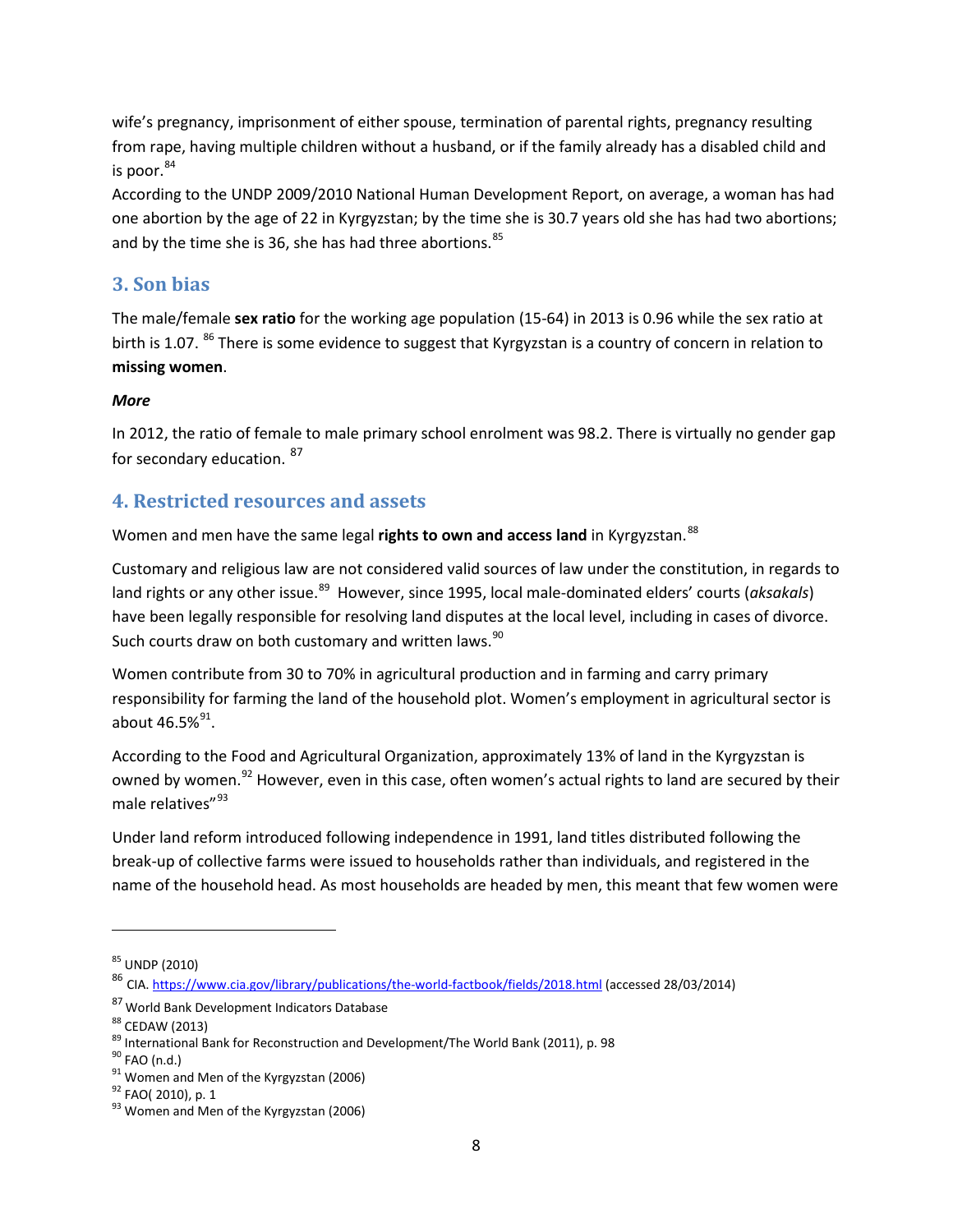wife's pregnancy, imprisonment of either spouse, termination of parental rights, pregnancy resulting from rape, having multiple children without a husband, or if the family already has a disabled child and is poor.[84]

According to the UNDP 2009/2010 National Human Development Report, on average, a woman has had one abortion by the age of 22 in Kyrgyzstan; by the time she is 30.7 years old she has had two abortions; and by the time she is 36, she has had three abortions.[85]

## 3. Son bias

The male/female **sex ratio** for the working age population (15-64) in 2013 is 0.96 while the sex ratio at birth is 1.07. [86] There is some evidence to suggest that Kyrgyzstan is a country of concern in relation to **missing women**.

***More***

In 2012, the ratio of female to male primary school enrolment was 98.2. There is virtually no gender gap for secondary education. [87]

## 4. Restricted resources and assets

Women and men have the same legal **rights to own and access land** in Kyrgyzstan.[88]

Customary and religious law are not considered valid sources of law under the constitution, in regards to land rights or any other issue.[89] However, since 1995, local male-dominated elders' courts (*aksakals*) have been legally responsible for resolving land disputes at the local level, including in cases of divorce. Such courts draw on both customary and written laws.[90]

Women contribute from 30 to 70% in agricultural production and in farming and carry primary responsibility for farming the land of the household plot. Women's employment in agricultural sector is about 46.5%[91].

According to the Food and Agricultural Organization, approximately 13% of land in the Kyrgyzstan is owned by women.[92] However, even in this case, often women's actual rights to land are secured by their male relatives"[93]

Under land reform introduced following independence in 1991, land titles distributed following the break-up of collective farms were issued to households rather than individuals, and registered in the name of the household head. As most households are headed by men, this meant that few women were

---

[85] UNDP (2010)
[86] CIA. https://www.cia.gov/library/publications/the-world-factbook/fields/2018.html (accessed 28/03/2014)
[87] World Bank Development Indicators Database
[88] CEDAW (2013)
[89] International Bank for Reconstruction and Development/The World Bank (2011), p. 98
[90] FAO (n.d.)
[91] Women and Men of the Kyrgyzstan (2006)
[92] FAO( 2010), p. 1
[93] Women and Men of the Kyrgyzstan (2006)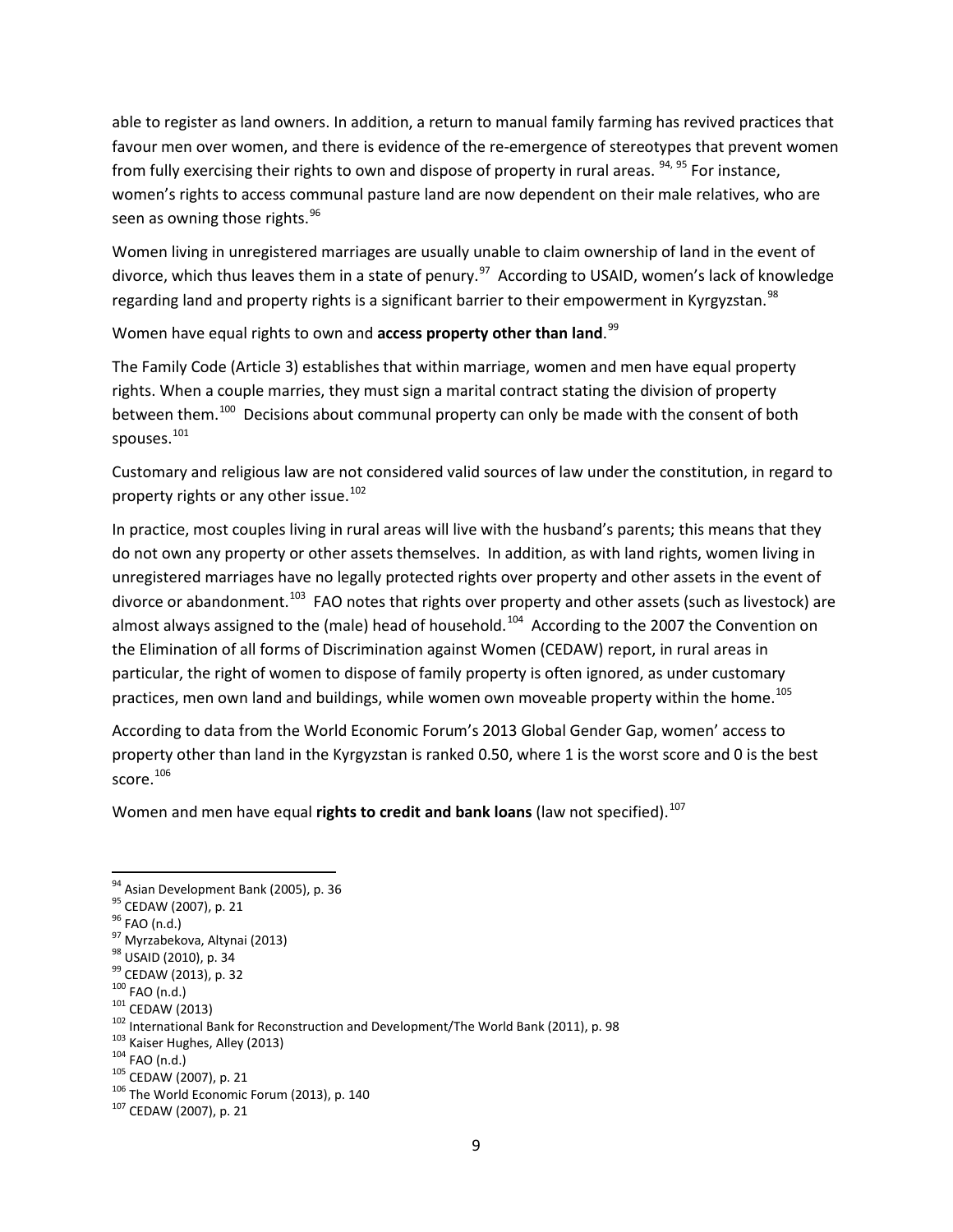able to register as land owners. In addition, a return to manual family farming has revived practices that favour men over women, and there is evidence of the re-emergence of stereotypes that prevent women from fully exercising their rights to own and dispose of property in rural areas. [94, 95] For instance, women's rights to access communal pasture land are now dependent on their male relatives, who are seen as owning those rights.[96]

Women living in unregistered marriages are usually unable to claim ownership of land in the event of divorce, which thus leaves them in a state of penury.[97] According to USAID, women's lack of knowledge regarding land and property rights is a significant barrier to their empowerment in Kyrgyzstan.[98]

Women have equal rights to own and **access property other than land**.[99]

The Family Code (Article 3) establishes that within marriage, women and men have equal property rights. When a couple marries, they must sign a marital contract stating the division of property between them.[100] Decisions about communal property can only be made with the consent of both spouses.[101]

Customary and religious law are not considered valid sources of law under the constitution, in regard to property rights or any other issue.[102]

In practice, most couples living in rural areas will live with the husband's parents; this means that they do not own any property or other assets themselves. In addition, as with land rights, women living in unregistered marriages have no legally protected rights over property and other assets in the event of divorce or abandonment.[103] FAO notes that rights over property and other assets (such as livestock) are almost always assigned to the (male) head of household.[104] According to the 2007 the Convention on the Elimination of all forms of Discrimination against Women (CEDAW) report, in rural areas in particular, the right of women to dispose of family property is often ignored, as under customary practices, men own land and buildings, while women own moveable property within the home.[105]

According to data from the World Economic Forum's 2013 Global Gender Gap, women' access to property other than land in the Kyrgyzstan is ranked 0.50, where 1 is the worst score and 0 is the best score.[106]

Women and men have equal **rights to credit and bank loans** (law not specified).[107]

---

[94] Asian Development Bank (2005), p. 36
[95] CEDAW (2007), p. 21
[96] FAO (n.d.)
[97] Myrzabekova, Altynai (2013)
[98] USAID (2010), p. 34
[99] CEDAW (2013), p. 32
[100] FAO (n.d.)
[101] CEDAW (2013)
[102] International Bank for Reconstruction and Development/The World Bank (2011), p. 98
[103] Kaiser Hughes, Alley (2013)
[104] FAO (n.d.)
[105] CEDAW (2007), p. 21
[106] The World Economic Forum (2013), p. 140
[107] CEDAW (2007), p. 21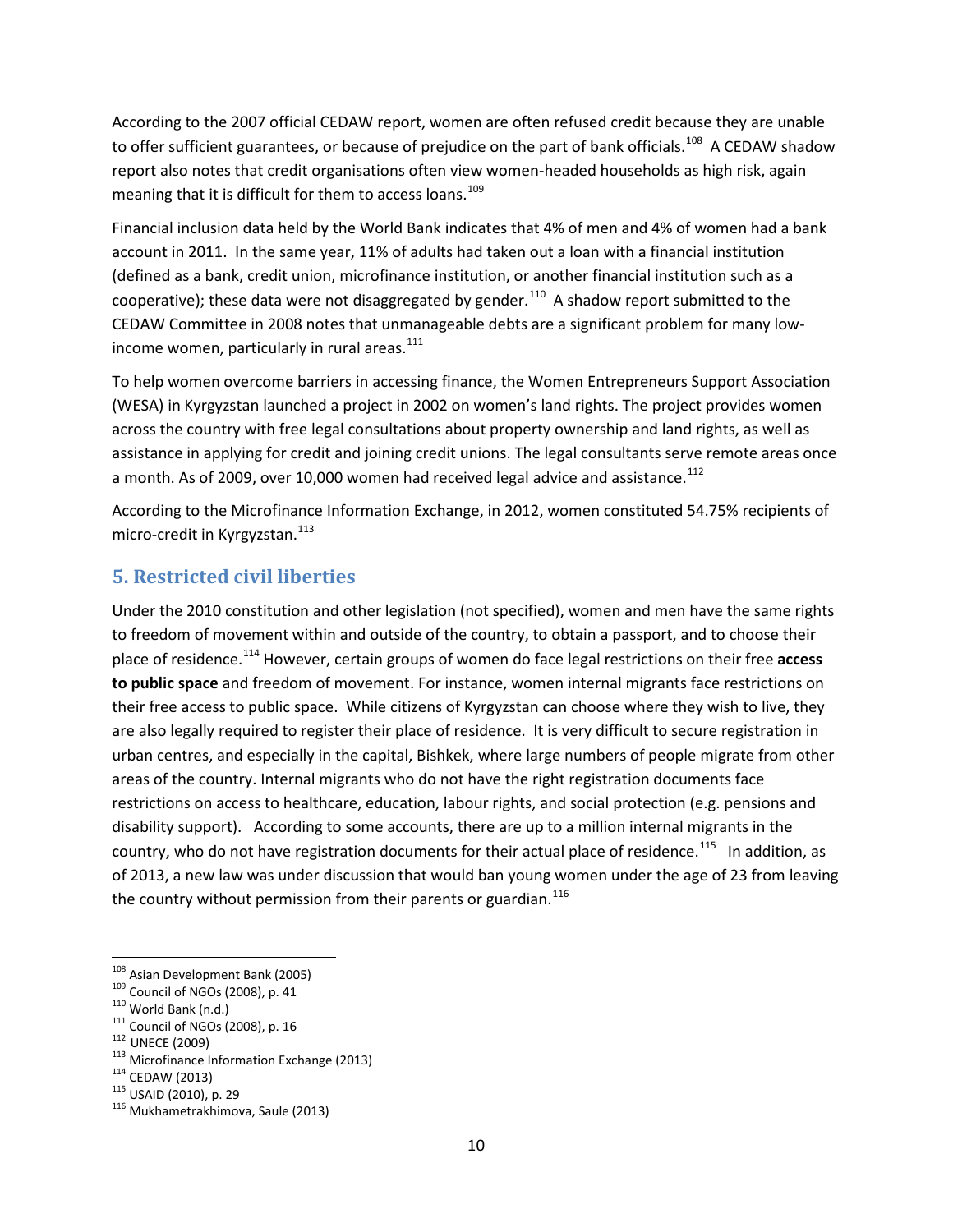According to the 2007 official CEDAW report, women are often refused credit because they are unable to offer sufficient guarantees, or because of prejudice on the part of bank officials.[108] A CEDAW shadow report also notes that credit organisations often view women-headed households as high risk, again meaning that it is difficult for them to access loans.[109]

Financial inclusion data held by the World Bank indicates that 4% of men and 4% of women had a bank account in 2011. In the same year, 11% of adults had taken out a loan with a financial institution (defined as a bank, credit union, microfinance institution, or another financial institution such as a cooperative); these data were not disaggregated by gender.[110] A shadow report submitted to the CEDAW Committee in 2008 notes that unmanageable debts are a significant problem for many low-income women, particularly in rural areas.[111]

To help women overcome barriers in accessing finance, the Women Entrepreneurs Support Association (WESA) in Kyrgyzstan launched a project in 2002 on women's land rights. The project provides women across the country with free legal consultations about property ownership and land rights, as well as assistance in applying for credit and joining credit unions. The legal consultants serve remote areas once a month. As of 2009, over 10,000 women had received legal advice and assistance.[112]

According to the Microfinance Information Exchange, in 2012, women constituted 54.75% recipients of micro-credit in Kyrgyzstan.[113]

## 5. Restricted civil liberties

Under the 2010 constitution and other legislation (not specified), women and men have the same rights to freedom of movement within and outside of the country, to obtain a passport, and to choose their place of residence.[114] However, certain groups of women do face legal restrictions on their free **access to public space** and freedom of movement. For instance, women internal migrants face restrictions on their free access to public space. While citizens of Kyrgyzstan can choose where they wish to live, they are also legally required to register their place of residence. It is very difficult to secure registration in urban centres, and especially in the capital, Bishkek, where large numbers of people migrate from other areas of the country. Internal migrants who do not have the right registration documents face restrictions on access to healthcare, education, labour rights, and social protection (e.g. pensions and disability support). According to some accounts, there are up to a million internal migrants in the country, who do not have registration documents for their actual place of residence.[115] In addition, as of 2013, a new law was under discussion that would ban young women under the age of 23 from leaving the country without permission from their parents or guardian.[116]

---

[108] Asian Development Bank (2005)
[109] Council of NGOs (2008), p. 41
[110] World Bank (n.d.)
[111] Council of NGOs (2008), p. 16
[112] UNECE (2009)
[113] Microfinance Information Exchange (2013)
[114] CEDAW (2013)
[115] USAID (2010), p. 29
[116] Mukhametrakhimova, Saule (2013)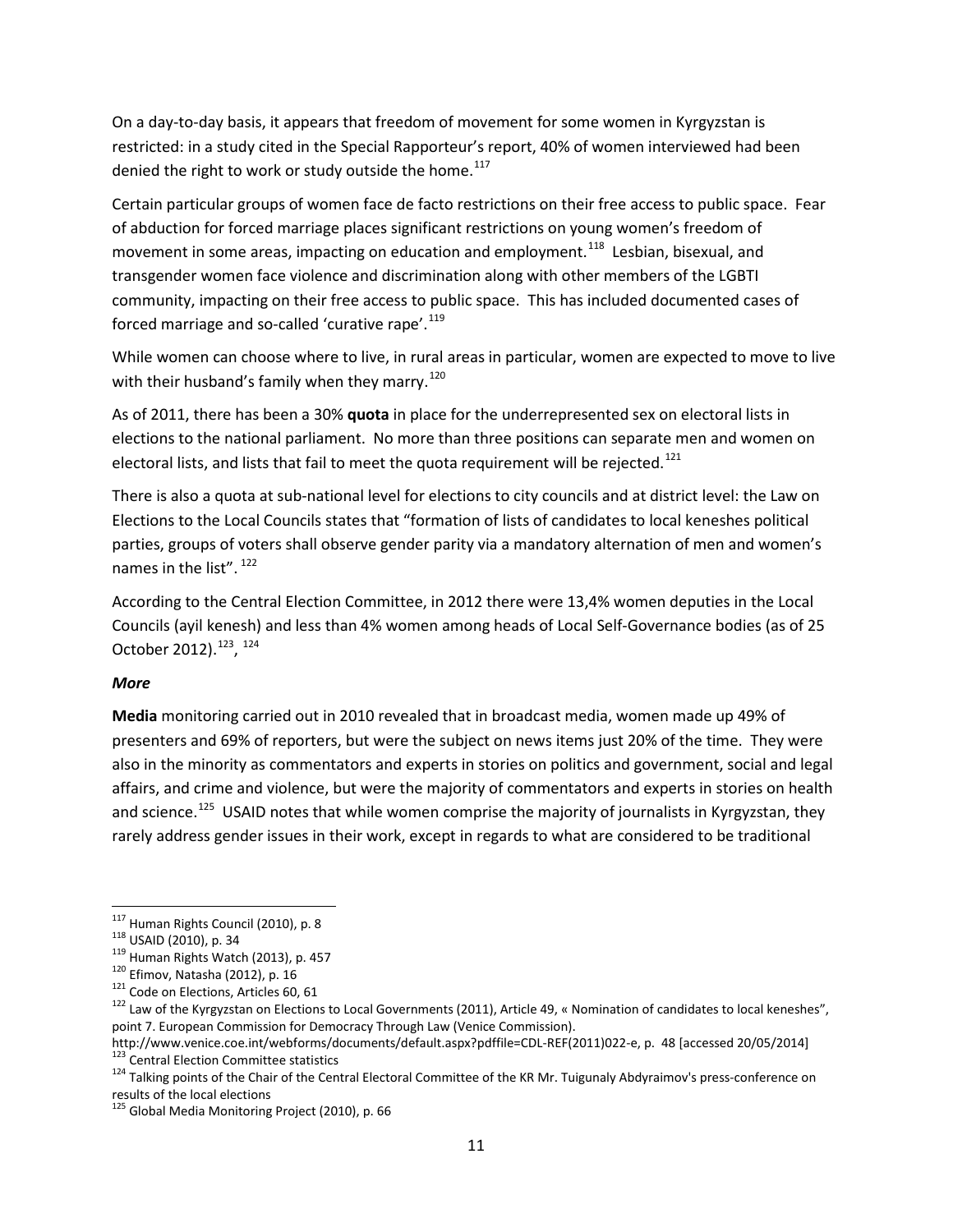On a day-to-day basis, it appears that freedom of movement for some women in Kyrgyzstan is restricted: in a study cited in the Special Rapporteur's report, 40% of women interviewed had been denied the right to work or study outside the home.[117]

Certain particular groups of women face de facto restrictions on their free access to public space. Fear of abduction for forced marriage places significant restrictions on young women's freedom of movement in some areas, impacting on education and employment.[118] Lesbian, bisexual, and transgender women face violence and discrimination along with other members of the LGBTI community, impacting on their free access to public space. This has included documented cases of forced marriage and so-called 'curative rape'.[119]

While women can choose where to live, in rural areas in particular, women are expected to move to live with their husband's family when they marry.[120]

As of 2011, there has been a 30% **quota** in place for the underrepresented sex on electoral lists in elections to the national parliament. No more than three positions can separate men and women on electoral lists, and lists that fail to meet the quota requirement will be rejected.[121]

There is also a quota at sub-national level for elections to city councils and at district level: the Law on Elections to the Local Councils states that "formation of lists of candidates to local keneshes political parties, groups of voters shall observe gender parity via a mandatory alternation of men and women's names in the list".[122]

According to the Central Election Committee, in 2012 there were 13,4% women deputies in the Local Councils (ayil kenesh) and less than 4% women among heads of Local Self-Governance bodies (as of 25 October 2012).[123], [124]

***More***

**Media** monitoring carried out in 2010 revealed that in broadcast media, women made up 49% of presenters and 69% of reporters, but were the subject on news items just 20% of the time. They were also in the minority as commentators and experts in stories on politics and government, social and legal affairs, and crime and violence, but were the majority of commentators and experts in stories on health and science.[125] USAID notes that while women comprise the majority of journalists in Kyrgyzstan, they rarely address gender issues in their work, except in regards to what are considered to be traditional

---

[117] Human Rights Council (2010), p. 8

[118] USAID (2010), p. 34

[119] Human Rights Watch (2013), p. 457

[120] Efimov, Natasha (2012), p. 16

[121] Code on Elections, Articles 60, 61

[122] Law of the Kyrgyzstan on Elections to Local Governments (2011), Article 49, « Nomination of candidates to local keneshes", point 7. European Commission for Democracy Through Law (Venice Commission). http://www.venice.coe.int/webforms/documents/default.aspx?pdffile=CDL-REF(2011)022-e, p. 48 [accessed 20/05/2014]

[123] Central Election Committee statistics

[124] Talking points of the Chair of the Central Electoral Committee of the KR Mr. Tuigunaly Abdyraimov's press-conference on results of the local elections

[125] Global Media Monitoring Project (2010), p. 66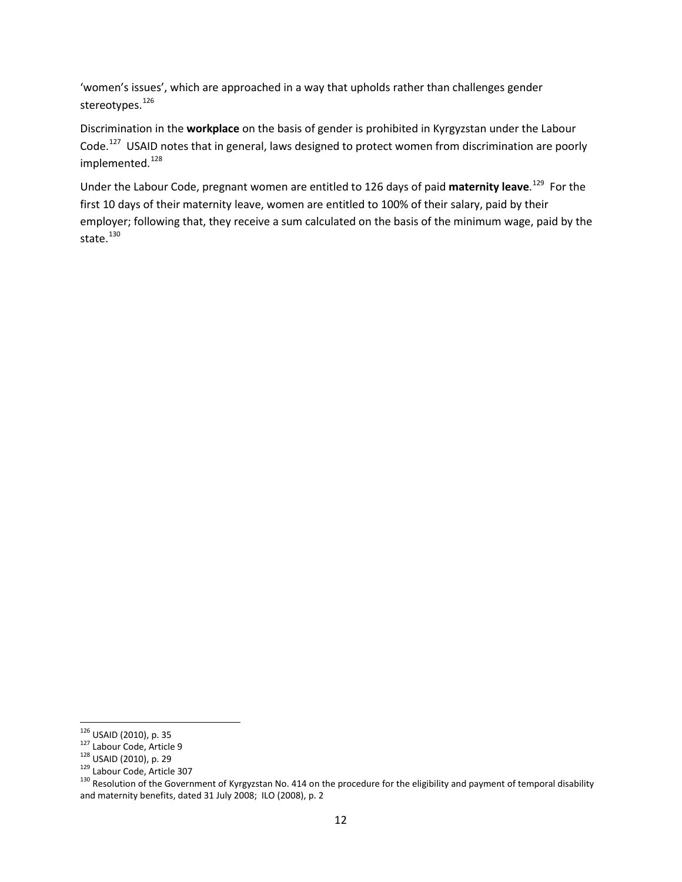'women's issues', which are approached in a way that upholds rather than challenges gender stereotypes.[126]

Discrimination in the **workplace** on the basis of gender is prohibited in Kyrgyzstan under the Labour Code.[127] USAID notes that in general, laws designed to protect women from discrimination are poorly implemented.[128]

Under the Labour Code, pregnant women are entitled to 126 days of paid **maternity leave**.[129] For the first 10 days of their maternity leave, women are entitled to 100% of their salary, paid by their employer; following that, they receive a sum calculated on the basis of the minimum wage, paid by the state.[130]

---

[126] USAID (2010), p. 35

[127] Labour Code, Article 9

[128] USAID (2010), p. 29

[129] Labour Code, Article 307

[130] Resolution of the Government of Kyrgyzstan No. 414 on the procedure for the eligibility and payment of temporal disability and maternity benefits, dated 31 July 2008; ILO (2008), p. 2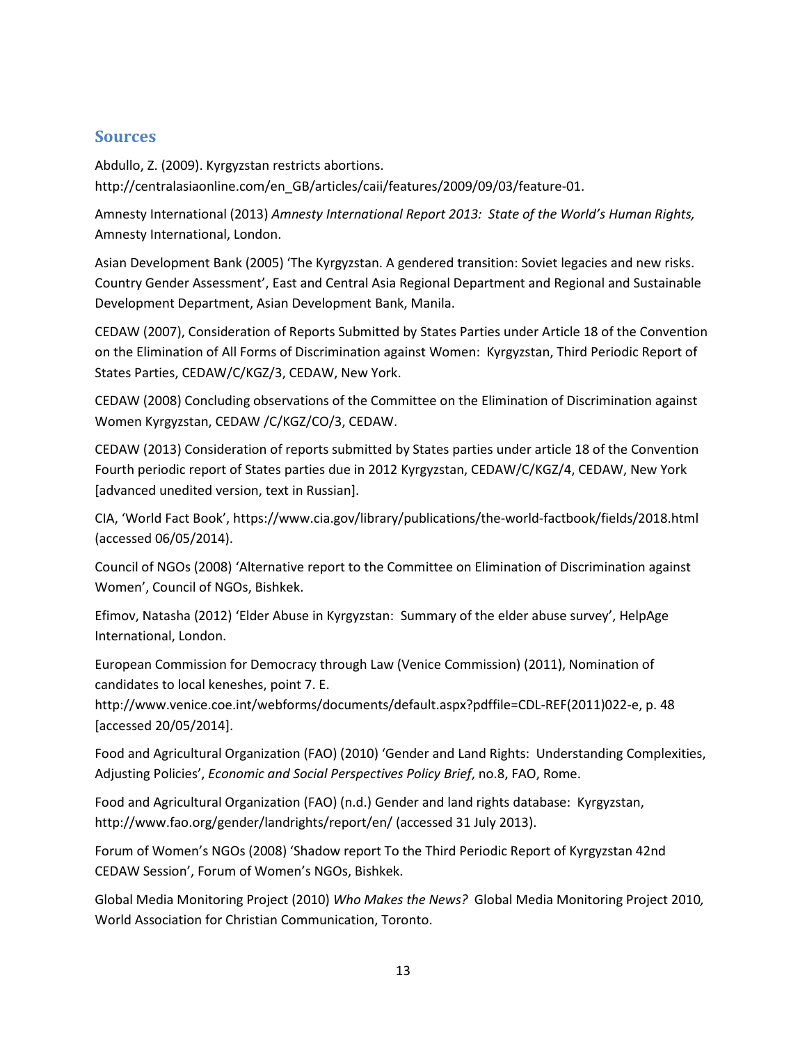## Sources

Abdullo, Z. (2009). Kyrgyzstan restricts abortions. http://centralasiaonline.com/en_GB/articles/caii/features/2009/09/03/feature-01.

Amnesty International (2013) *Amnesty International Report 2013: State of the World's Human Rights,* Amnesty International, London.

Asian Development Bank (2005) 'The Kyrgyzstan. A gendered transition: Soviet legacies and new risks. Country Gender Assessment', East and Central Asia Regional Department and Regional and Sustainable Development Department, Asian Development Bank, Manila.

CEDAW (2007), Consideration of Reports Submitted by States Parties under Article 18 of the Convention on the Elimination of All Forms of Discrimination against Women: Kyrgyzstan, Third Periodic Report of States Parties, CEDAW/C/KGZ/3, CEDAW, New York.

CEDAW (2008) Concluding observations of the Committee on the Elimination of Discrimination against Women Kyrgyzstan, CEDAW /C/KGZ/CO/3, CEDAW.

CEDAW (2013) Consideration of reports submitted by States parties under article 18 of the Convention Fourth periodic report of States parties due in 2012 Kyrgyzstan, CEDAW/C/KGZ/4, CEDAW, New York [advanced unedited version, text in Russian].

CIA, 'World Fact Book', https://www.cia.gov/library/publications/the-world-factbook/fields/2018.html (accessed 06/05/2014).

Council of NGOs (2008) 'Alternative report to the Committee on Elimination of Discrimination against Women', Council of NGOs, Bishkek.

Efimov, Natasha (2012) 'Elder Abuse in Kyrgyzstan: Summary of the elder abuse survey', HelpAge International, London.

European Commission for Democracy through Law (Venice Commission) (2011), Nomination of candidates to local keneshes, point 7. E. http://www.venice.coe.int/webforms/documents/default.aspx?pdffile=CDL-REF(2011)022-e, p. 48 [accessed 20/05/2014].

Food and Agricultural Organization (FAO) (2010) 'Gender and Land Rights: Understanding Complexities, Adjusting Policies', *Economic and Social Perspectives Policy Brief*, no.8, FAO, Rome.

Food and Agricultural Organization (FAO) (n.d.) Gender and land rights database: Kyrgyzstan, http://www.fao.org/gender/landrights/report/en/ (accessed 31 July 2013).

Forum of Women's NGOs (2008) 'Shadow report To the Third Periodic Report of Kyrgyzstan 42nd CEDAW Session', Forum of Women's NGOs, Bishkek.

Global Media Monitoring Project (2010) *Who Makes the News?* Global Media Monitoring Project 2010*,* World Association for Christian Communication, Toronto.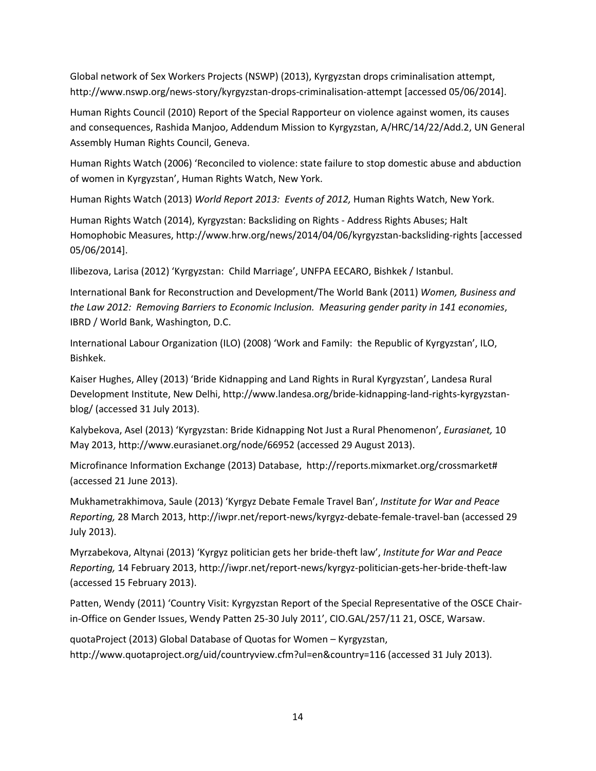Global network of Sex Workers Projects (NSWP) (2013), Kyrgyzstan drops criminalisation attempt, http://www.nswp.org/news-story/kyrgyzstan-drops-criminalisation-attempt [accessed 05/06/2014].

Human Rights Council (2010) Report of the Special Rapporteur on violence against women, its causes and consequences, Rashida Manjoo, Addendum Mission to Kyrgyzstan, A/HRC/14/22/Add.2, UN General Assembly Human Rights Council, Geneva.

Human Rights Watch (2006) 'Reconciled to violence: state failure to stop domestic abuse and abduction of women in Kyrgyzstan', Human Rights Watch, New York.

Human Rights Watch (2013) *World Report 2013: Events of 2012,* Human Rights Watch, New York.

Human Rights Watch (2014), Kyrgyzstan: Backsliding on Rights - Address Rights Abuses; Halt Homophobic Measures, http://www.hrw.org/news/2014/04/06/kyrgyzstan-backsliding-rights [accessed 05/06/2014].

Ilibezova, Larisa (2012) 'Kyrgyzstan: Child Marriage', UNFPA EECARO, Bishkek / Istanbul.

International Bank for Reconstruction and Development/The World Bank (2011) *Women, Business and the Law 2012: Removing Barriers to Economic Inclusion. Measuring gender parity in 141 economies*, IBRD / World Bank, Washington, D.C.

International Labour Organization (ILO) (2008) 'Work and Family: the Republic of Kyrgyzstan', ILO, Bishkek.

Kaiser Hughes, Alley (2013) 'Bride Kidnapping and Land Rights in Rural Kyrgyzstan', Landesa Rural Development Institute, New Delhi, http://www.landesa.org/bride-kidnapping-land-rights-kyrgyzstan-blog/ (accessed 31 July 2013).

Kalybekova, Asel (2013) 'Kyrgyzstan: Bride Kidnapping Not Just a Rural Phenomenon', *Eurasianet,* 10 May 2013, http://www.eurasianet.org/node/66952 (accessed 29 August 2013).

Microfinance Information Exchange (2013) Database, http://reports.mixmarket.org/crossmarket# (accessed 21 June 2013).

Mukhametrakhimova, Saule (2013) 'Kyrgyz Debate Female Travel Ban', *Institute for War and Peace Reporting,* 28 March 2013, http://iwpr.net/report-news/kyrgyz-debate-female-travel-ban (accessed 29 July 2013).

Myrzabekova, Altynai (2013) 'Kyrgyz politician gets her bride-theft law', *Institute for War and Peace Reporting,* 14 February 2013, http://iwpr.net/report-news/kyrgyz-politician-gets-her-bride-theft-law (accessed 15 February 2013).

Patten, Wendy (2011) 'Country Visit: Kyrgyzstan Report of the Special Representative of the OSCE Chair-in-Office on Gender Issues, Wendy Patten 25-30 July 2011', CIO.GAL/257/11 21, OSCE, Warsaw.

quotaProject (2013) Global Database of Quotas for Women – Kyrgyzstan, http://www.quotaproject.org/uid/countryview.cfm?ul=en&country=116 (accessed 31 July 2013).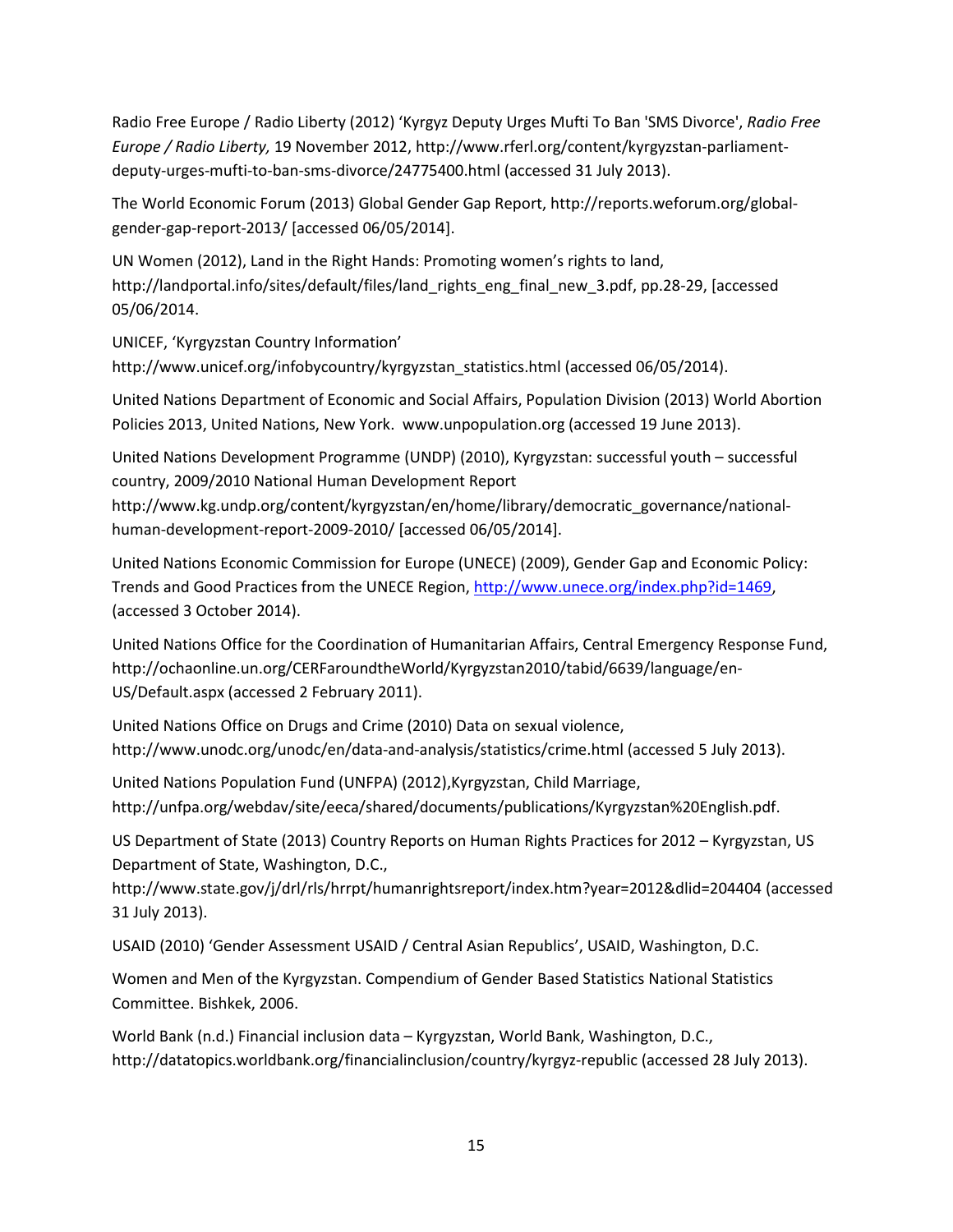Radio Free Europe / Radio Liberty (2012) 'Kyrgyz Deputy Urges Mufti To Ban 'SMS Divorce', *Radio Free Europe / Radio Liberty,* 19 November 2012, http://www.rferl.org/content/kyrgyzstan-parliament-deputy-urges-mufti-to-ban-sms-divorce/24775400.html (accessed 31 July 2013).

The World Economic Forum (2013) Global Gender Gap Report, http://reports.weforum.org/global-gender-gap-report-2013/ [accessed 06/05/2014].

UN Women (2012), Land in the Right Hands: Promoting women's rights to land, http://landportal.info/sites/default/files/land_rights_eng_final_new_3.pdf, pp.28-29, [accessed 05/06/2014.

UNICEF, 'Kyrgyzstan Country Information' http://www.unicef.org/infobycountry/kyrgyzstan_statistics.html (accessed 06/05/2014).

United Nations Department of Economic and Social Affairs, Population Division (2013) World Abortion Policies 2013, United Nations, New York. www.unpopulation.org (accessed 19 June 2013).

United Nations Development Programme (UNDP) (2010), Kyrgyzstan: successful youth – successful country, 2009/2010 National Human Development Report http://www.kg.undp.org/content/kyrgyzstan/en/home/library/democratic_governance/national-human-development-report-2009-2010/ [accessed 06/05/2014].

United Nations Economic Commission for Europe (UNECE) (2009), Gender Gap and Economic Policy: Trends and Good Practices from the UNECE Region, http://www.unece.org/index.php?id=1469, (accessed 3 October 2014).

United Nations Office for the Coordination of Humanitarian Affairs, Central Emergency Response Fund, http://ochaonline.un.org/CERFaroundtheWorld/Kyrgyzstan2010/tabid/6639/language/en-US/Default.aspx (accessed 2 February 2011).

United Nations Office on Drugs and Crime (2010) Data on sexual violence, http://www.unodc.org/unodc/en/data-and-analysis/statistics/crime.html (accessed 5 July 2013).

United Nations Population Fund (UNFPA) (2012),Kyrgyzstan, Child Marriage, http://unfpa.org/webdav/site/eeca/shared/documents/publications/Kyrgyzstan%20English.pdf.

US Department of State (2013) Country Reports on Human Rights Practices for 2012 – Kyrgyzstan, US Department of State, Washington, D.C., http://www.state.gov/j/drl/rls/hrrpt/humanrightsreport/index.htm?year=2012&dlid=204404 (accessed 31 July 2013).

USAID (2010) 'Gender Assessment USAID / Central Asian Republics', USAID, Washington, D.C.

Women and Men of the Kyrgyzstan. Compendium of Gender Based Statistics National Statistics Committee. Bishkek, 2006.

World Bank (n.d.) Financial inclusion data – Kyrgyzstan, World Bank, Washington, D.C., http://datatopics.worldbank.org/financialinclusion/country/kyrgyz-republic (accessed 28 July 2013).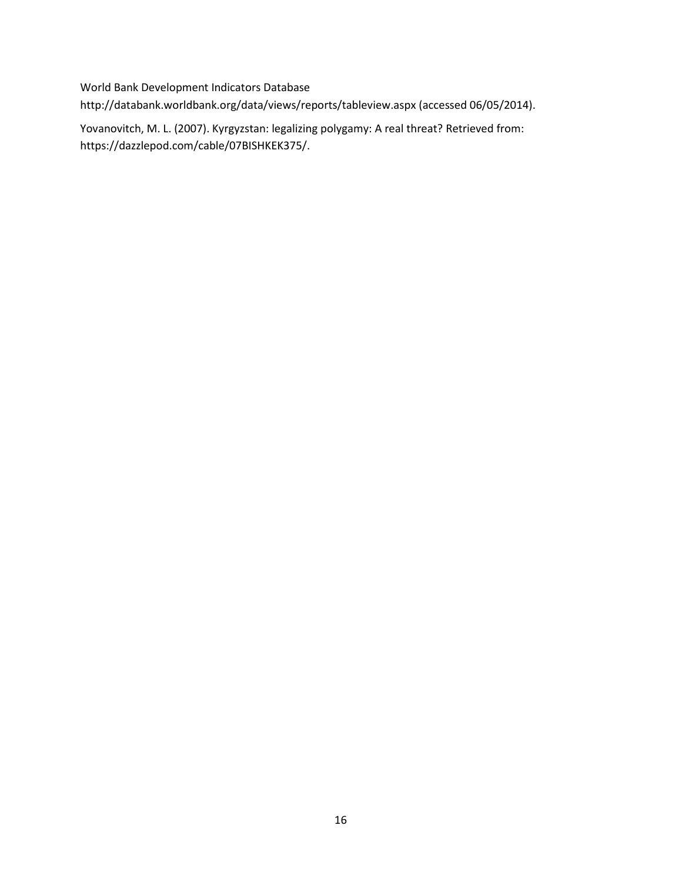World Bank Development Indicators Database http://databank.worldbank.org/data/views/reports/tableview.aspx (accessed 06/05/2014).

Yovanovitch, M. L. (2007). Kyrgyzstan: legalizing polygamy: A real threat? Retrieved from: https://dazzlepod.com/cable/07BISHKEK375/.